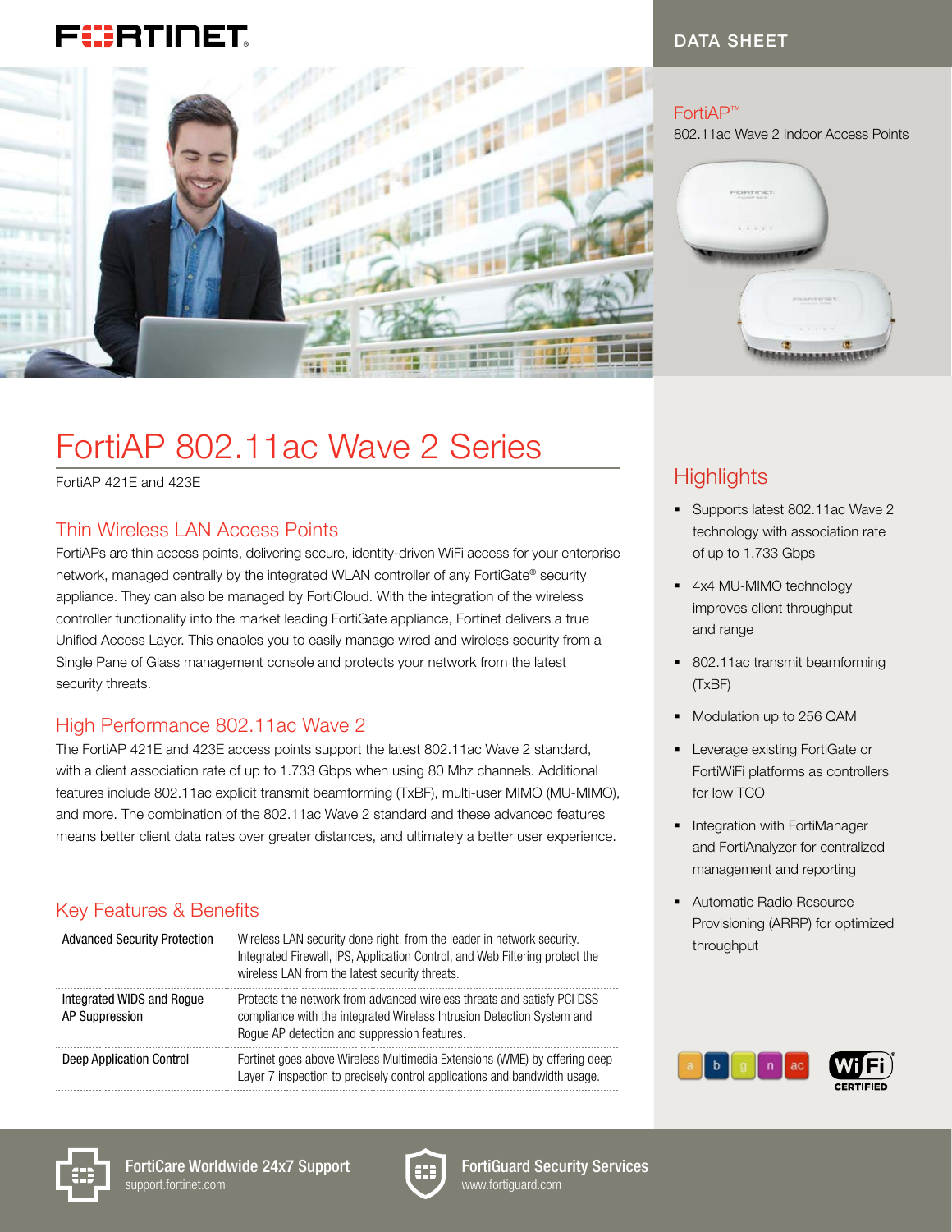DATA SHEET

FortiAP™
802.11ac Wave 2 Indoor Access Points

# FortiAP 802.11ac Wave 2 Series

FortiAP 421E and 423E

## Thin Wireless LAN Access Points

FortiAPs are thin access points, delivering secure, identity-driven WiFi access for your enterprise network, managed centrally by the integrated WLAN controller of any FortiGate® security appliance. They can also be managed by FortiCloud. With the integration of the wireless controller functionality into the market leading FortiGate appliance, Fortinet delivers a true Unified Access Layer. This enables you to easily manage wired and wireless security from a Single Pane of Glass management console and protects your network from the latest security threats.

## High Performance 802.11ac Wave 2

The FortiAP 421E and 423E access points support the latest 802.11ac Wave 2 standard, with a client association rate of up to 1.733 Gbps when using 80 Mhz channels. Additional features include 802.11ac explicit transmit beamforming (TxBF), multi-user MIMO (MU-MIMO), and more. The combination of the 802.11ac Wave 2 standard and these advanced features means better client data rates over greater distances, and ultimately a better user experience.

## Key Features & Benefits

| | |
|---|---|
| Advanced Security Protection | Wireless LAN security done right, from the leader in network security. Integrated Firewall, IPS, Application Control, and Web Filtering protect the wireless LAN from the latest security threats. |
| Integrated WIDS and Rogue AP Suppression | Protects the network from advanced wireless threats and satisfy PCI DSS compliance with the integrated Wireless Intrusion Detection System and Rogue AP detection and suppression features. |
| Deep Application Control | Fortinet goes above Wireless Multimedia Extensions (WME) by offering deep Layer 7 inspection to precisely control applications and bandwidth usage. |

## Highlights

- Supports latest 802.11ac Wave 2 technology with association rate of up to 1.733 Gbps
- 4x4 MU-MIMO technology improves client throughput and range
- 802.11ac transmit beamforming (TxBF)
- Modulation up to 256 QAM
- Leverage existing FortiGate or FortiWiFi platforms as controllers for low TCO
- Integration with FortiManager and FortiAnalyzer for centralized management and reporting
- Automatic Radio Resource Provisioning (ARRP) for optimized throughput

a b g n ac

Wi-Fi CERTIFIED

**FortiCare Worldwide 24x7 Support**
support.fortinet.com

**FortiGuard Security Services**
www.fortiguard.com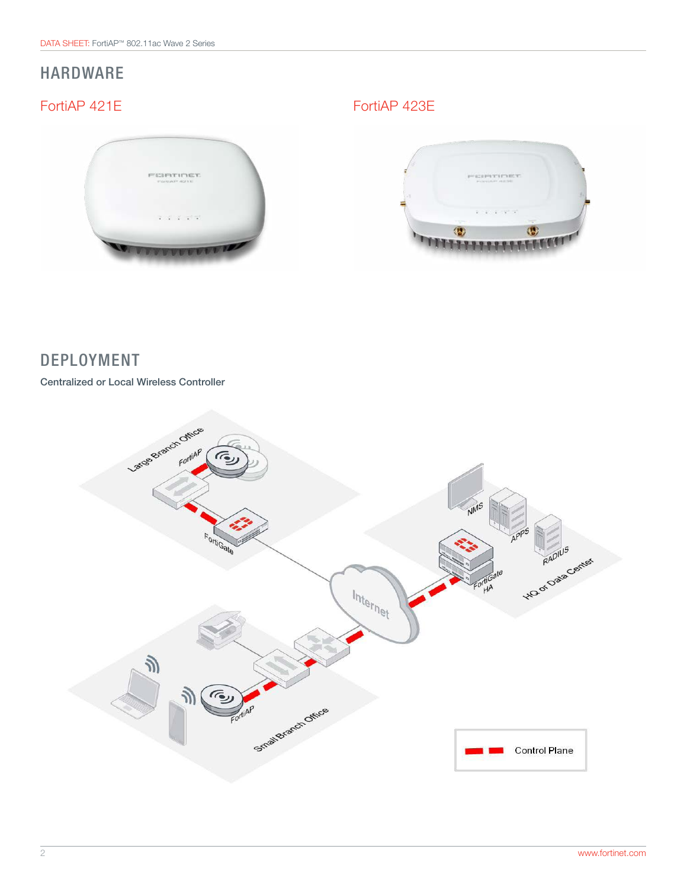## HARDWARE

### FortiAP 421E

### FortiAP 423E

## DEPLOYMENT

**Centralized or Local Wireless Controller**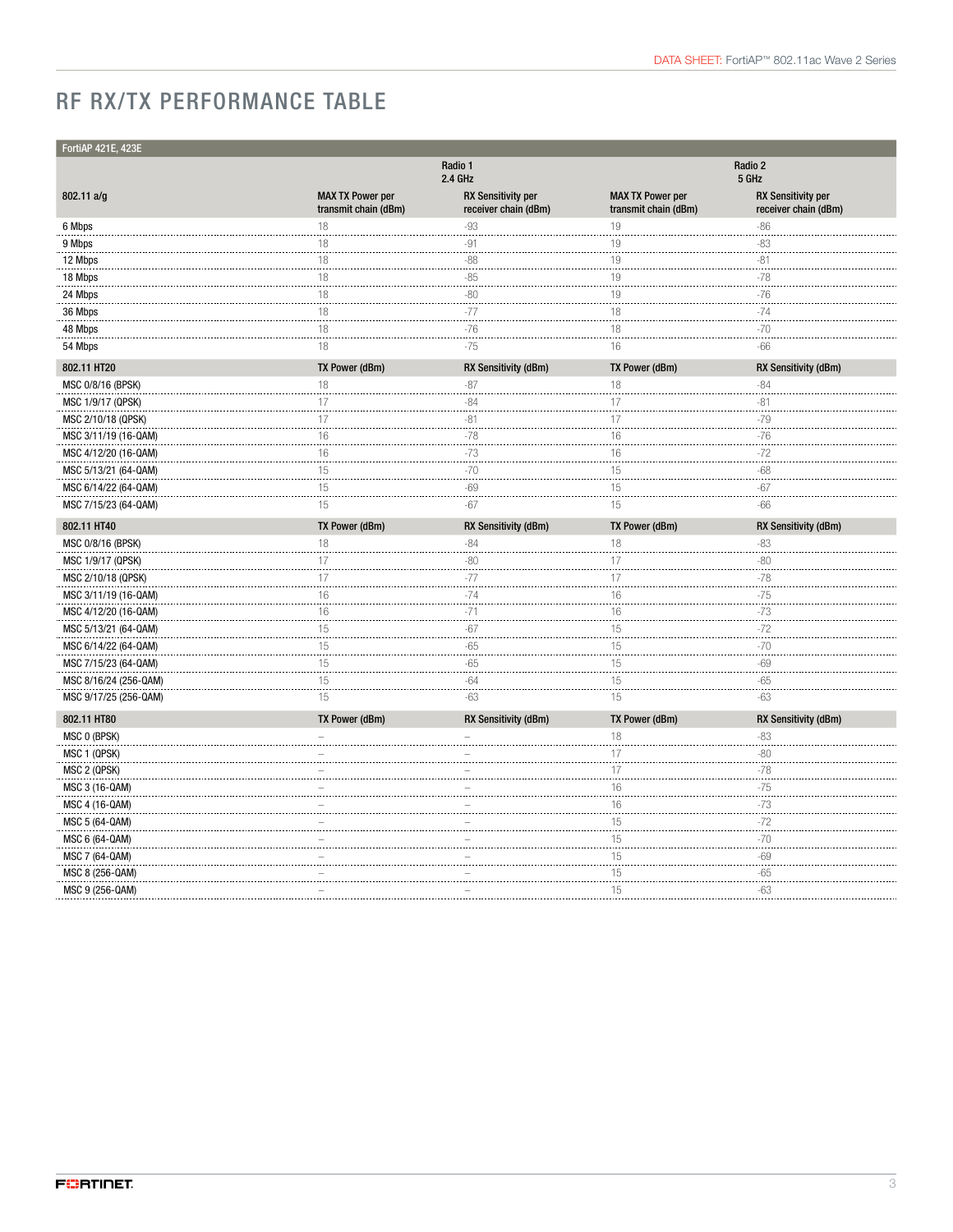# RF RX/TX PERFORMANCE TABLE

| FortiAP 421E, 423E | | | | |
|---|---|---|---|---|
| | Radio 1 2.4 GHz | | Radio 2 5 GHz | |
| **802.11 a/g** | **MAX TX Power per transmit chain (dBm)** | **RX Sensitivity per receiver chain (dBm)** | **MAX TX Power per transmit chain (dBm)** | **RX Sensitivity per receiver chain (dBm)** |
| 6 Mbps | 18 | -93 | 19 | -86 |
| 9 Mbps | 18 | -91 | 19 | -83 |
| 12 Mbps | 18 | -88 | 19 | -81 |
| 18 Mbps | 18 | -85 | 19 | -78 |
| 24 Mbps | 18 | -80 | 19 | -76 |
| 36 Mbps | 18 | -77 | 18 | -74 |
| 48 Mbps | 18 | -76 | 18 | -70 |
| 54 Mbps | 18 | -75 | 16 | -66 |
| **802.11 HT20** | **TX Power (dBm)** | **RX Sensitivity (dBm)** | **TX Power (dBm)** | **RX Sensitivity (dBm)** |
| MSC 0/8/16 (BPSK) | 18 | -87 | 18 | -84 |
| MSC 1/9/17 (QPSK) | 17 | -84 | 17 | -81 |
| MSC 2/10/18 (QPSK) | 17 | -81 | 17 | -79 |
| MSC 3/11/19 (16-QAM) | 16 | -78 | 16 | -76 |
| MSC 4/12/20 (16-QAM) | 16 | -73 | 16 | -72 |
| MSC 5/13/21 (64-QAM) | 15 | -70 | 15 | -68 |
| MSC 6/14/22 (64-QAM) | 15 | -69 | 15 | -67 |
| MSC 7/15/23 (64-QAM) | 15 | -67 | 15 | -66 |
| **802.11 HT40** | **TX Power (dBm)** | **RX Sensitivity (dBm)** | **TX Power (dBm)** | **RX Sensitivity (dBm)** |
| MSC 0/8/16 (BPSK) | 18 | -84 | 18 | -83 |
| MSC 1/9/17 (QPSK) | 17 | -80 | 17 | -80 |
| MSC 2/10/18 (QPSK) | 17 | -77 | 17 | -78 |
| MSC 3/11/19 (16-QAM) | 16 | -74 | 16 | -75 |
| MSC 4/12/20 (16-QAM) | 16 | -71 | 16 | -73 |
| MSC 5/13/21 (64-QAM) | 15 | -67 | 15 | -72 |
| MSC 6/14/22 (64-QAM) | 15 | -65 | 15 | -70 |
| MSC 7/15/23 (64-QAM) | 15 | -65 | 15 | -69 |
| MSC 8/16/24 (256-QAM) | 15 | -64 | 15 | -65 |
| MSC 9/17/25 (256-QAM) | 15 | -63 | 15 | -63 |
| **802.11 HT80** | **TX Power (dBm)** | **RX Sensitivity (dBm)** | **TX Power (dBm)** | **RX Sensitivity (dBm)** |
| MSC 0 (BPSK) | – | – | 18 | -83 |
| MSC 1 (QPSK) | – | – | 17 | -80 |
| MSC 2 (QPSK) | – | – | 17 | -78 |
| MSC 3 (16-QAM) | – | – | 16 | -75 |
| MSC 4 (16-QAM) | – | – | 16 | -73 |
| MSC 5 (64-QAM) | – | – | 15 | -72 |
| MSC 6 (64-QAM) | – | – | 15 | -70 |
| MSC 7 (64-QAM) | – | – | 15 | -69 |
| MSC 8 (256-QAM) | – | – | 15 | -65 |
| MSC 9 (256-QAM) | – | – | 15 | -63 |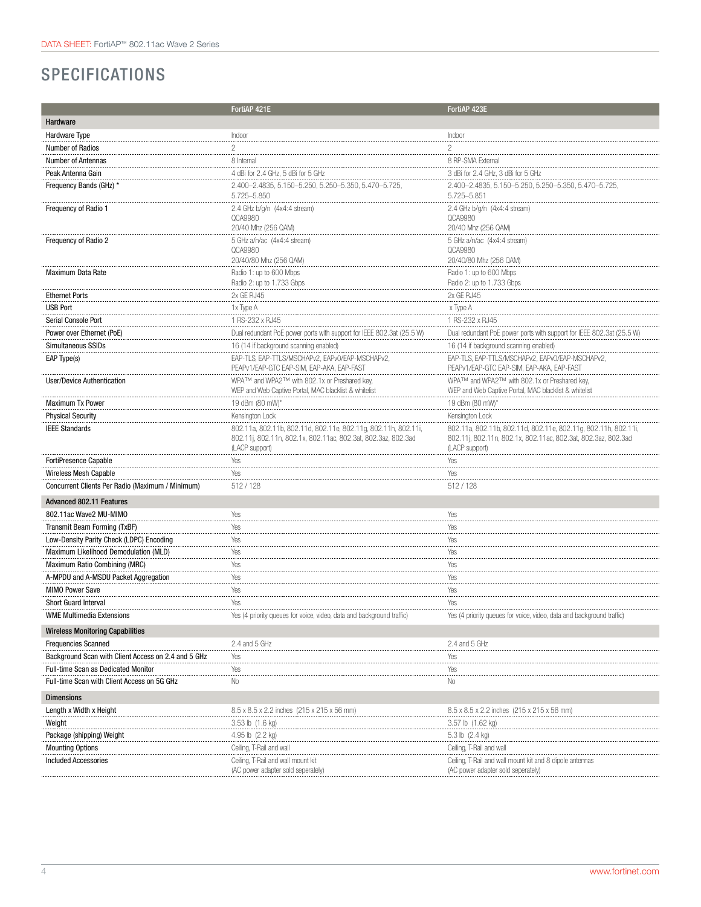## SPECIFICATIONS

| | FortiAP 421E | FortiAP 423E |
|---|---|---|
| **Hardware** | | |
| Hardware Type | Indoor | Indoor |
| Number of Radios | 2 | 2 |
| Number of Antennas | 8 Internal | 8 RP-SMA External |
| Peak Antenna Gain | 4 dBi for 2.4 GHz, 5 dBi for 5 GHz | 3 dBi for 2.4 GHz, 3 dBi for 5 GHz |
| Frequency Bands (GHz) * | 2.400–2.4835, 5.150–5.250, 5.250–5.350, 5.470–5.725, 5.725–5.850 | 2.400–2.4835, 5.150–5.250, 5.250–5.350, 5.470–5.725, 5.725–5.851 |
| Frequency of Radio 1 | 2.4 GHz b/g/n (4x4:4 stream)<br>QCA9980<br>20/40 Mhz (256 QAM) | 2.4 GHz b/g/n (4x4:4 stream)<br>QCA9980<br>20/40 Mhz (256 QAM) |
| Frequency of Radio 2 | 5 GHz a/n/ac (4x4:4 stream)<br>QCA9980<br>20/40/80 Mhz (256 QAM) | 5 GHz a/n/ac (4x4:4 stream)<br>QCA9980<br>20/40/80 Mhz (256 QAM) |
| Maximum Data Rate | Radio 1: up to 600 Mbps<br>Radio 2: up to 1.733 Gbps | Radio 1: up to 600 Mbps<br>Radio 2: up to 1.733 Gbps |
| Ethernet Ports | 2x GE RJ45 | 2x GE RJ45 |
| USB Port | 1x Type A | x Type A |
| Serial Console Port | 1 RS-232 x RJ45 | 1 RS-232 x RJ45 |
| Power over Ethernet (PoE) | Dual redundant PoE power ports with support for IEEE 802.3at (25.5 W) | Dual redundant PoE power ports with support for IEEE 802.3at (25.5 W) |
| Simultaneous SSIDs | 16 (14 if background scanning enabled) | 16 (14 if background scanning enabled) |
| EAP Type(s) | EAP-TLS, EAP-TTLS/MSCHAPv2, EAPv0/EAP-MSCHAPv2, PEAPv1/EAP-GTC EAP-SIM, EAP-AKA, EAP-FAST | EAP-TLS, EAP-TTLS/MSCHAPv2, EAPv0/EAP-MSCHAPv2, PEAPv1/EAP-GTC EAP-SIM, EAP-AKA, EAP-FAST |
| User/Device Authentication | WPA™ and WPA2™ with 802.1x or Preshared key, WEP and Web Captive Portal, MAC blacklist & whitelist | WPA™ and WPA2™ with 802.1x or Preshared key, WEP and Web Captive Portal, MAC blacklist & whitelist |
| Maximum Tx Power | 19 dBm (80 mW)* | 19 dBm (80 mW)* |
| Physical Security | Kensington Lock | Kensington Lock |
| IEEE Standards | 802.11a, 802.11b, 802.11d, 802.11e, 802.11g, 802.11h, 802.11i, 802.11j, 802.11n, 802.1x, 802.11ac, 802.3at, 802.3az, 802.3ad (LACP support) | 802.11a, 802.11b, 802.11d, 802.11e, 802.11g, 802.11h, 802.11i, 802.11j, 802.11n, 802.1x, 802.11ac, 802.3at, 802.3az, 802.3ad (LACP support) |
| FortiPresence Capable | Yes | Yes |
| Wireless Mesh Capable | Yes | Yes |
| Concurrent Clients Per Radio (Maximum / Minimum) | 512 / 128 | 512 / 128 |
| **Advanced 802.11 Features** | | |
| 802.11ac Wave2 MU-MIMO | Yes | Yes |
| Transmit Beam Forming (TxBF) | Yes | Yes |
| Low-Density Parity Check (LDPC) Encoding | Yes | Yes |
| Maximum Likelihood Demodulation (MLD) | Yes | Yes |
| Maximum Ratio Combining (MRC) | Yes | Yes |
| A-MPDU and A-MSDU Packet Aggregation | Yes | Yes |
| MIMO Power Save | Yes | Yes |
| Short Guard Interval | Yes | Yes |
| WME Multimedia Extensions | Yes (4 priority queues for voice, video, data and background traffic) | Yes (4 priority queues for voice, video, data and background traffic) |
| **Wireless Monitoring Capabilities** | | |
| Frequencies Scanned | 2.4 and 5 GHz | 2.4 and 5 GHz |
| Background Scan with Client Access on 2.4 and 5 GHz | Yes | Yes |
| Full-time Scan as Dedicated Monitor | Yes | Yes |
| Full-time Scan with Client Access on 5G GHz | No | No |
| **Dimensions** | | |
| Length x Width x Height | 8.5 x 8.5 x 2.2 inches (215 x 215 x 56 mm) | 8.5 x 8.5 x 2.2 inches (215 x 215 x 56 mm) |
| Weight | 3.53 lb (1.6 kg) | 3.57 lb (1.62 kg) |
| Package (shipping) Weight | 4.95 lb (2.2 kg) | 5.3 lb (2.4 kg) |
| Mounting Options | Ceiling, T-Rail and wall | Ceiling, T-Rail and wall |
| Included Accessories | Ceiling, T-Rail and wall mount kit<br>(AC power adapter sold seperately) | Ceiling, T-Rail and wall mount kit and 8 dipole antennas<br>(AC power adapter sold seperately) |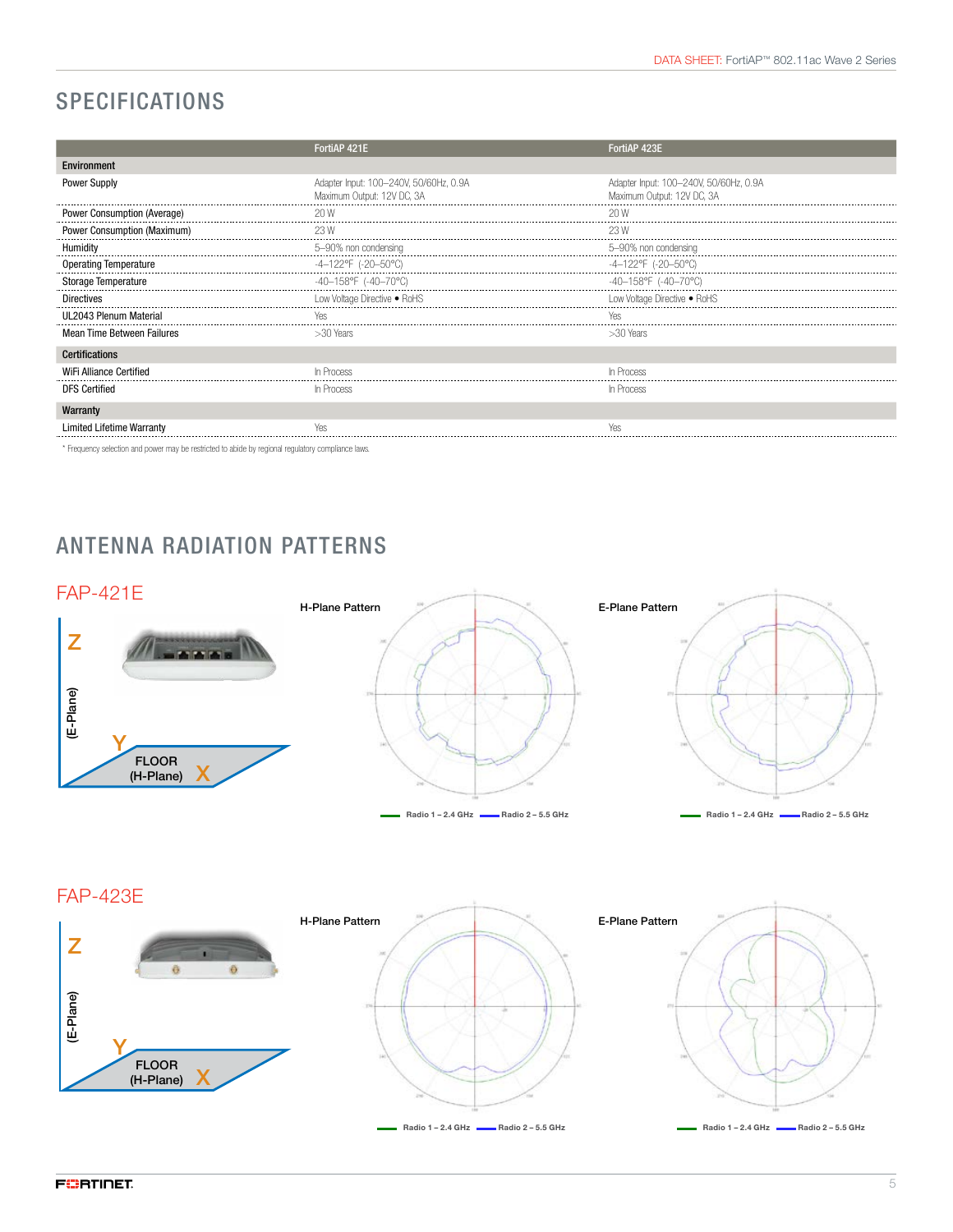## SPECIFICATIONS

| | FortiAP 421E | FortiAP 423E |
|---|---|---|
| **Environment** | | |
| Power Supply | Adapter Input: 100–240V, 50/60Hz, 0.9A<br>Maximum Output: 12V DC, 3A | Adapter Input: 100–240V, 50/60Hz, 0.9A<br>Maximum Output: 12V DC, 3A |
| Power Consumption (Average) | 20 W | 20 W |
| Power Consumption (Maximum) | 23 W | 23 W |
| Humidity | 5–90% non condensing | 5–90% non condensing |
| Operating Temperature | -4–122°F (-20–50°C) | -4–122°F (-20–50°C) |
| Storage Temperature | -40–158°F (-40–70°C) | -40–158°F (-40–70°C) |
| Directives | Low Voltage Directive • RoHS | Low Voltage Directive • RoHS |
| UL2043 Plenum Material | Yes | Yes |
| Mean Time Between Failures | >30 Years | >30 Years |
| **Certifications** | | |
| WiFi Alliance Certified | In Process | In Process |
| DFS Certified | In Process | In Process |
| **Warranty** | | |
| Limited Lifetime Warranty | Yes | Yes |

\* Frequency selection and power may be restricted to abide by regional regulatory compliance laws.

## ANTENNA RADIATION PATTERNS

### FAP-421E

Z (E-Plane) Y FLOOR (H-Plane) X

H-Plane Pattern

E-Plane Pattern

Radio 1 – 2.4 GHz — Radio 2 – 5.5 GHz

### FAP-423E

Z (E-Plane) Y FLOOR (H-Plane) X

H-Plane Pattern

E-Plane Pattern

Radio 1 – 2.4 GHz — Radio 2 – 5.5 GHz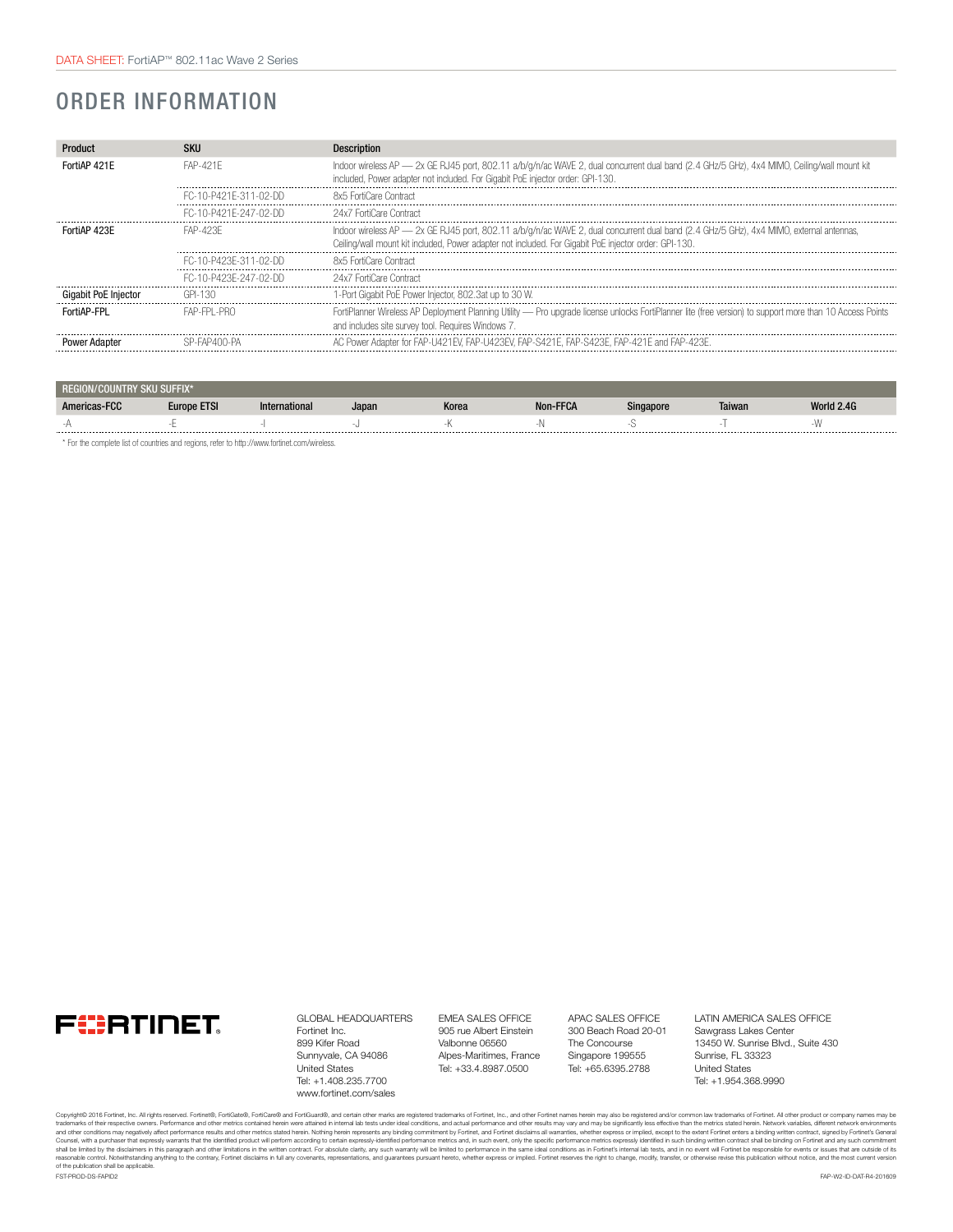# ORDER INFORMATION

| Product | SKU | Description |
|---|---|---|
| FortiAP 421E | FAP-421E | Indoor wireless AP — 2x GE RJ45 port, 802.11 a/b/g/n/ac WAVE 2, dual concurrent dual band (2.4 GHz/5 GHz), 4x4 MIMO, Ceiling/wall mount kit included, Power adapter not included. For Gigabit PoE injector order: GPI-130. |
| | FC-10-P421E-311-02-DD | 8x5 FortiCare Contract |
| | FC-10-P421E-247-02-DD | 24x7 FortiCare Contract |
| FortiAP 423E | FAP-423E | Indoor wireless AP — 2x GE RJ45 port, 802.11 a/b/g/n/ac WAVE 2, dual concurrent dual band (2.4 GHz/5 GHz), 4x4 MIMO, external antennas, Ceiling/wall mount kit included, Power adapter not included. For Gigabit PoE injector order: GPI-130. |
| | FC-10-P423E-311-02-DD | 8x5 FortiCare Contract |
| | FC-10-P423E-247-02-DD | 24x7 FortiCare Contract |
| Gigabit PoE Injector | GPI-130 | 1-Port Gigabit PoE Power Injector, 802.3at up to 30 W. |
| FortiAP-FPL | FAP-FPL-PRO | FortiPlanner Wireless AP Deployment Planning Utility — Pro upgrade license unlocks FortiPlanner lite (free version) to support more than 10 Access Points and includes site survey tool. Requires Windows 7. |
| Power Adapter | SP-FAP400-PA | AC Power Adapter for FAP-U421EV, FAP-U423EV, FAP-S421E, FAP-S423E, FAP-421E and FAP-423E. |

| REGION/COUNTRY SKU SUFFIX* | | | | | | | | |
|---|---|---|---|---|---|---|---|---|
| Americas-FCC | Europe ETSI | International | Japan | Korea | Non-FFCA | Singapore | Taiwan | World 2.4G |
| -A | -E | -I | -J | -K | -N | -S | -T | -W |

* For the complete list of countries and regions, refer to http://www.fortinet.com/wireless.

GLOBAL HEADQUARTERS
Fortinet Inc.
899 Kifer Road
Sunnyvale, CA 94086
United States
Tel: +1.408.235.7700
www.fortinet.com/sales

EMEA SALES OFFICE
905 rue Albert Einstein
Valbonne 06560
Alpes-Maritimes, France
Tel: +33.4.8987.0500

APAC SALES OFFICE
300 Beach Road 20-01
The Concourse
Singapore 199555
Tel: +65.6395.2788

LATIN AMERICA SALES OFFICE
Sawgrass Lakes Center
13450 W. Sunrise Blvd., Suite 430
Sunrise, FL 33323
United States
Tel: +1.954.368.9990

Copyright© 2016 Fortinet, Inc. All rights reserved. Fortinet®, FortiGate®, FortiCare® and FortiGuard®, and certain other marks are registered trademarks of Fortinet, Inc., and other Fortinet names herein may also be registered and/or common law trademarks of Fortinet. All other product or company names may be trademarks of their respective owners. Performance and other metrics contained herein were attained in internal lab tests under ideal conditions, and actual performance and other results may vary and may be significantly less effective than the metrics stated herein. Network variables, different network environments and other conditions may negatively affect performance results and other metrics stated herein. Nothing herein represents any binding commitment by Fortinet, and Fortinet disclaims all warranties, whether express or implied, except to the extent Fortinet enters a binding written contract, signed by Fortinet's General Counsel, with a purchaser that expressly warrants that the identified product will perform according to certain expressly-identified performance metrics and, in such event, only the specific performance metrics expressly identified in such binding written contract shall be binding on Fortinet and any such commitment shall be limited by the disclaimers in this paragraph and other limitations in the written contract. For absolute clarity, any such warranty will be limited to performance in the same ideal conditions as in Fortinet's internal lab tests, and in no event will Fortinet be responsible for events or issues that are outside of its reasonable control. Notwithstanding anything to the contrary, Fortinet disclaims in full any covenants, representations, and guarantees pursuant hereto, whether express or implied. Fortinet reserves the right to change, modify, transfer, or otherwise revise this publication without notice, and the most current version of the publication shall be applicable.

FST-PROD-DS-FAPID2

FAP-W2-ID-DAT-R4-201609